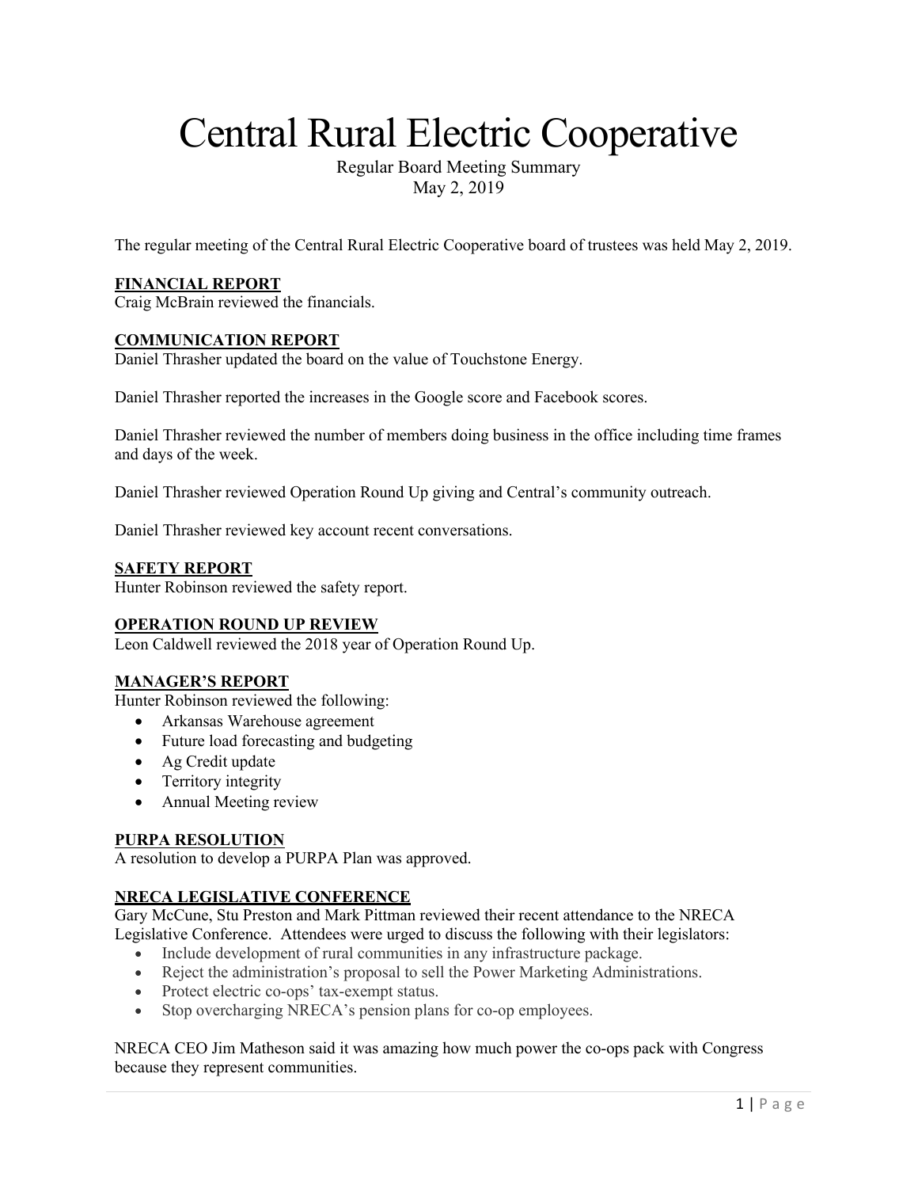# Central Rural Electric Cooperative

Regular Board Meeting Summary
May 2, 2019

The regular meeting of the Central Rural Electric Cooperative board of trustees was held May 2, 2019.

**FINANCIAL REPORT**
Craig McBrain reviewed the financials.

**COMMUNICATION REPORT**
Daniel Thrasher updated the board on the value of Touchstone Energy.

Daniel Thrasher reported the increases in the Google score and Facebook scores.

Daniel Thrasher reviewed the number of members doing business in the office including time frames and days of the week.

Daniel Thrasher reviewed Operation Round Up giving and Central's community outreach.

Daniel Thrasher reviewed key account recent conversations.

**SAFETY REPORT**
Hunter Robinson reviewed the safety report.

**OPERATION ROUND UP REVIEW**
Leon Caldwell reviewed the 2018 year of Operation Round Up.

**MANAGER'S REPORT**
Hunter Robinson reviewed the following:

- Arkansas Warehouse agreement
- Future load forecasting and budgeting
- Ag Credit update
- Territory integrity
- Annual Meeting review

**PURPA RESOLUTION**
A resolution to develop a PURPA Plan was approved.

**NRECA LEGISLATIVE CONFERENCE**
Gary McCune, Stu Preston and Mark Pittman reviewed their recent attendance to the NRECA Legislative Conference. Attendees were urged to discuss the following with their legislators:

- Include development of rural communities in any infrastructure package.
- Reject the administration's proposal to sell the Power Marketing Administrations.
- Protect electric co-ops' tax-exempt status.
- Stop overcharging NRECA's pension plans for co-op employees.

NRECA CEO Jim Matheson said it was amazing how much power the co-ops pack with Congress because they represent communities.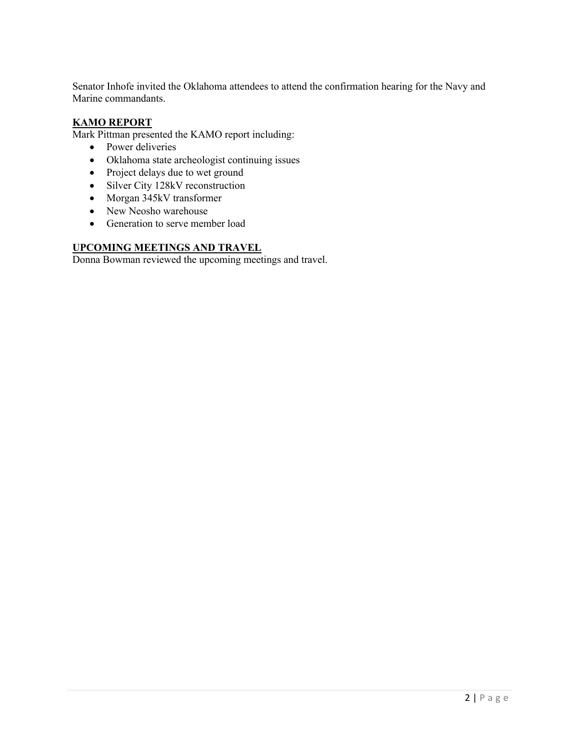Senator Inhofe invited the Oklahoma attendees to attend the confirmation hearing for the Navy and Marine commandants.

**KAMO REPORT**

Mark Pittman presented the KAMO report including:

- Power deliveries
- Oklahoma state archeologist continuing issues
- Project delays due to wet ground
- Silver City 128kV reconstruction
- Morgan 345kV transformer
- New Neosho warehouse
- Generation to serve member load

**UPCOMING MEETINGS AND TRAVEL**

Donna Bowman reviewed the upcoming meetings and travel.